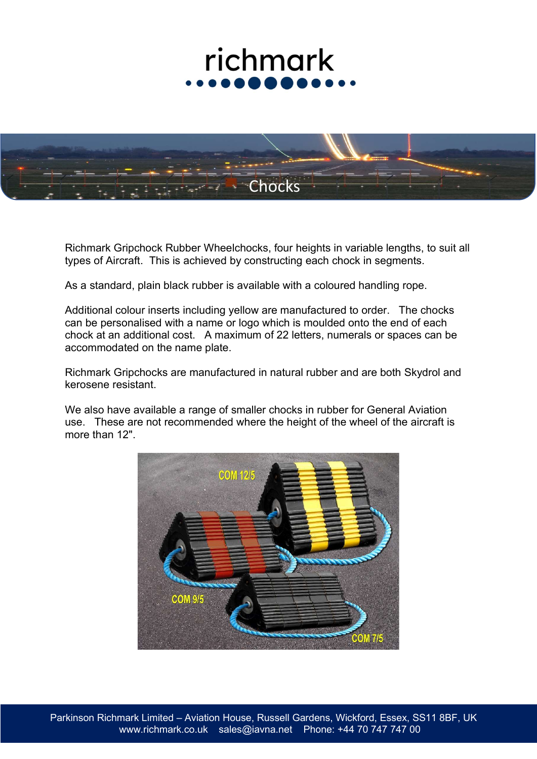richmark

# Chocks

Richmark Gripchock Rubber Wheelchocks, four heights in variable lengths, to suit all types of Aircraft. This is achieved by constructing each chock in segments.

As a standard, plain black rubber is available with a coloured handling rope.

Additional colour inserts including yellow are manufactured to order. The chocks can be personalised with a name or logo which is moulded onto the end of each chock at an additional cost. A maximum of 22 letters, numerals or spaces can be accommodated on the name plate.

Richmark Gripchocks are manufactured in natural rubber and are both Skydrol and kerosene resistant.

We also have available a range of smaller chocks in rubber for General Aviation use. These are not recommended where the height of the wheel of the aircraft is more than 12".

COM 12/5

COM 9/5

COM 7/5

Parkinson Richmark Limited – Aviation House, Russell Gardens, Wickford, Essex, SS11 8BF, UK
www.richmark.co.uk sales@iavna.net Phone: +44 70 747 747 00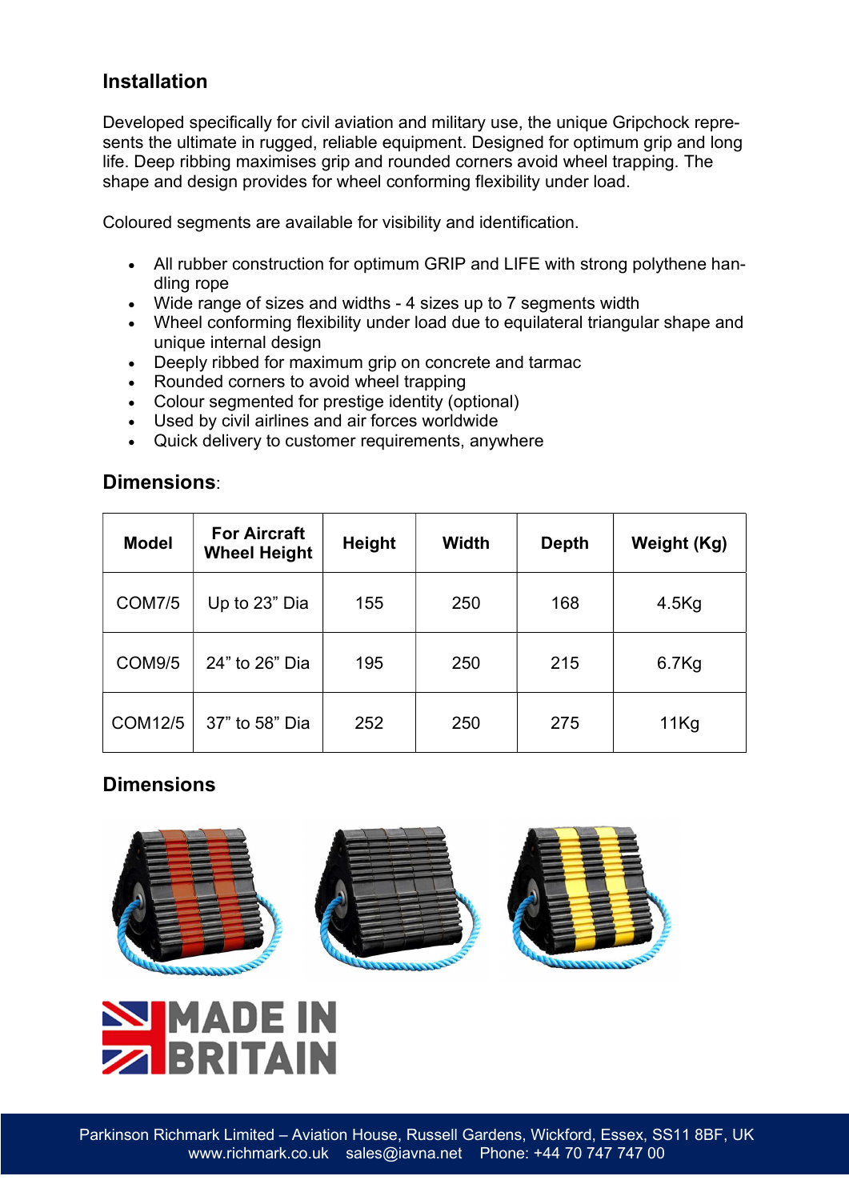## Installation

Developed specifically for civil aviation and military use, the unique Gripchock represents the ultimate in rugged, reliable equipment. Designed for optimum grip and long life. Deep ribbing maximises grip and rounded corners avoid wheel trapping. The shape and design provides for wheel conforming flexibility under load.

Coloured segments are available for visibility and identification.

- All rubber construction for optimum GRIP and LIFE with strong polythene handling rope
- Wide range of sizes and widths - 4 sizes up to 7 segments width
- Wheel conforming flexibility under load due to equilateral triangular shape and unique internal design
- Deeply ribbed for maximum grip on concrete and tarmac
- Rounded corners to avoid wheel trapping
- Colour segmented for prestige identity (optional)
- Used by civil airlines and air forces worldwide
- Quick delivery to customer requirements, anywhere

## Dimensions:

| Model | For Aircraft Wheel Height | Height | Width | Depth | Weight (Kg) |
|---|---|---|---|---|---|
| COM7/5 | Up to 23” Dia | 155 | 250 | 168 | 4.5Kg |
| COM9/5 | 24” to 26” Dia | 195 | 250 | 215 | 6.7Kg |
| COM12/5 | 37” to 58” Dia | 252 | 250 | 275 | 11Kg |

## Dimensions

MADE IN BRITAIN

Parkinson Richmark Limited – Aviation House, Russell Gardens, Wickford, Essex, SS11 8BF, UK
www.richmark.co.uk sales@iavna.net Phone: +44 70 747 747 00